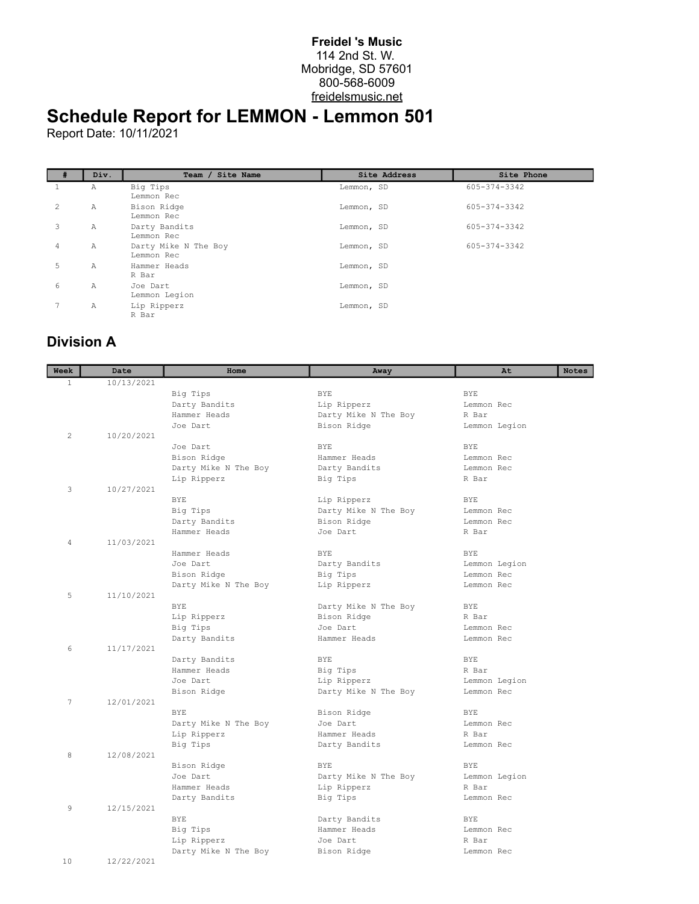**Freidel 's Music**
114 2nd St. W.
Mobridge, SD 57601
800-568-6009
freidelsmusic.net

# Schedule Report for LEMMON - Lemmon 501

Report Date: 10/11/2021

| # | Div. | Team / Site Name | Site Address | Site Phone |
|---|---|---|---|---|
| 1 | A | Big Tips<br>Lemmon Rec | Lemmon, SD | 605-374-3342 |
| 2 | A | Bison Ridge<br>Lemmon Rec | Lemmon, SD | 605-374-3342 |
| 3 | A | Darty Bandits<br>Lemmon Rec | Lemmon, SD | 605-374-3342 |
| 4 | A | Darty Mike N The Boy<br>Lemmon Rec | Lemmon, SD | 605-374-3342 |
| 5 | A | Hammer Heads<br>R Bar | Lemmon, SD | |
| 6 | A | Joe Dart<br>Lemmon Legion | Lemmon, SD | |
| 7 | A | Lip Ripperz<br>R Bar | Lemmon, SD | |

## Division A

| Week | Date | Home | Away | At | Notes |
|---|---|---|---|---|---|
| 1 | 10/13/2021 | | | | |
| | | Big Tips | BYE | BYE | |
| | | Darty Bandits | Lip Ripperz | Lemmon Rec | |
| | | Hammer Heads | Darty Mike N The Boy | R Bar | |
| | | Joe Dart | Bison Ridge | Lemmon Legion | |
| 2 | 10/20/2021 | | | | |
| | | Joe Dart | BYE | BYE | |
| | | Bison Ridge | Hammer Heads | Lemmon Rec | |
| | | Darty Mike N The Boy | Darty Bandits | Lemmon Rec | |
| | | Lip Ripperz | Big Tips | R Bar | |
| 3 | 10/27/2021 | | | | |
| | | BYE | Lip Ripperz | BYE | |
| | | Big Tips | Darty Mike N The Boy | Lemmon Rec | |
| | | Darty Bandits | Bison Ridge | Lemmon Rec | |
| | | Hammer Heads | Joe Dart | R Bar | |
| 4 | 11/03/2021 | | | | |
| | | Hammer Heads | BYE | BYE | |
| | | Joe Dart | Darty Bandits | Lemmon Legion | |
| | | Bison Ridge | Big Tips | Lemmon Rec | |
| | | Darty Mike N The Boy | Lip Ripperz | Lemmon Rec | |
| 5 | 11/10/2021 | | | | |
| | | BYE | Darty Mike N The Boy | BYE | |
| | | Lip Ripperz | Bison Ridge | R Bar | |
| | | Big Tips | Joe Dart | Lemmon Rec | |
| | | Darty Bandits | Hammer Heads | Lemmon Rec | |
| 6 | 11/17/2021 | | | | |
| | | Darty Bandits | BYE | BYE | |
| | | Hammer Heads | Big Tips | R Bar | |
| | | Joe Dart | Lip Ripperz | Lemmon Legion | |
| | | Bison Ridge | Darty Mike N The Boy | Lemmon Rec | |
| 7 | 12/01/2021 | | | | |
| | | BYE | Bison Ridge | BYE | |
| | | Darty Mike N The Boy | Joe Dart | Lemmon Rec | |
| | | Lip Ripperz | Hammer Heads | R Bar | |
| | | Big Tips | Darty Bandits | Lemmon Rec | |
| 8 | 12/08/2021 | | | | |
| | | Bison Ridge | BYE | BYE | |
| | | Joe Dart | Darty Mike N The Boy | Lemmon Legion | |
| | | Hammer Heads | Lip Ripperz | R Bar | |
| | | Darty Bandits | Big Tips | Lemmon Rec | |
| 9 | 12/15/2021 | | | | |
| | | BYE | Darty Bandits | BYE | |
| | | Big Tips | Hammer Heads | Lemmon Rec | |
| | | Lip Ripperz | Joe Dart | R Bar | |
| | | Darty Mike N The Boy | Bison Ridge | Lemmon Rec | |
| 10 | 12/22/2021 | | | | |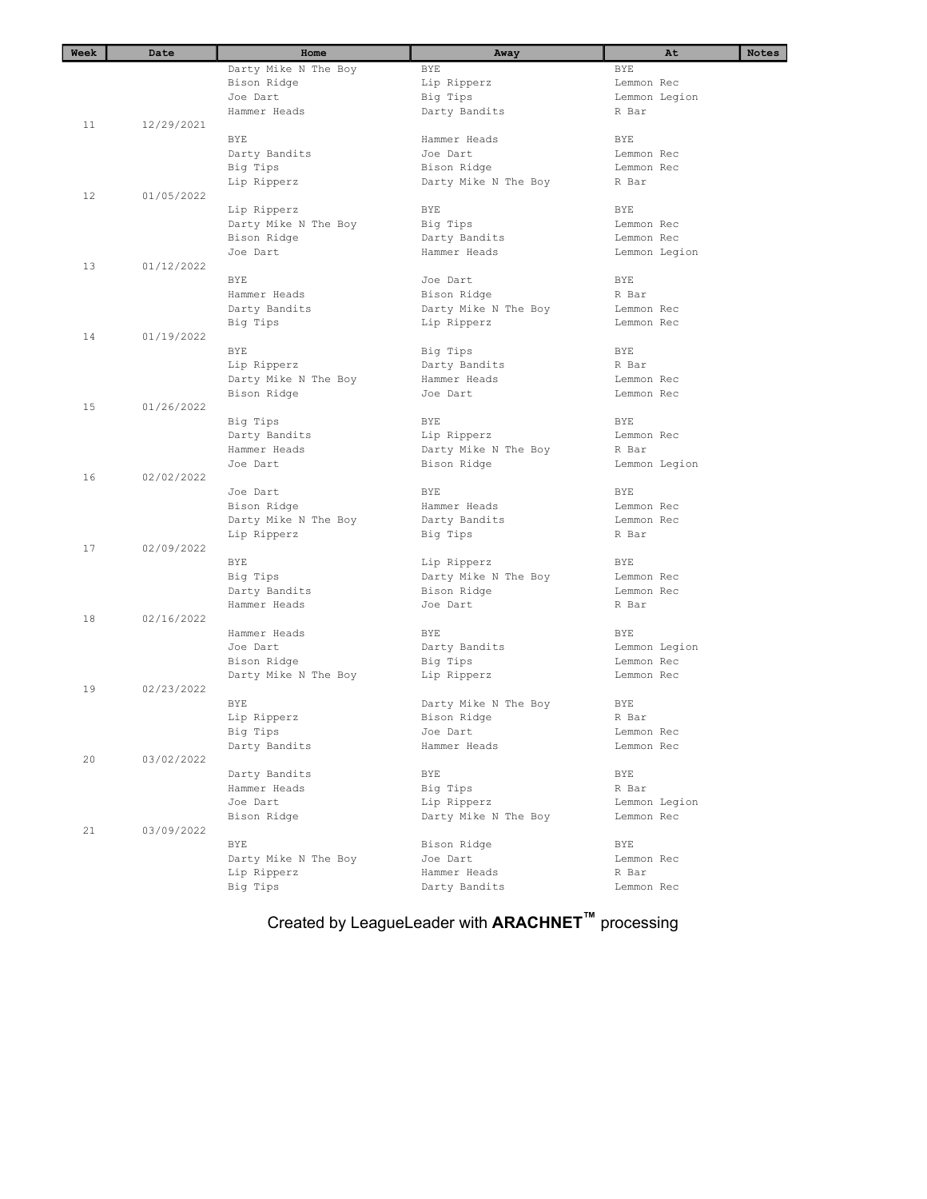| Week | Date | Home | Away | At | Notes |
|---|---|---|---|---|---|
| | | Darty Mike N The Boy | BYE | BYE | |
| | | Bison Ridge | Lip Ripperz | Lemmon Rec | |
| | | Joe Dart | Big Tips | Lemmon Legion | |
| | | Hammer Heads | Darty Bandits | R Bar | |
| 11 | 12/29/2021 | | | | |
| | | BYE | Hammer Heads | BYE | |
| | | Darty Bandits | Joe Dart | Lemmon Rec | |
| | | Big Tips | Bison Ridge | Lemmon Rec | |
| | | Lip Ripperz | Darty Mike N The Boy | R Bar | |
| 12 | 01/05/2022 | | | | |
| | | Lip Ripperz | BYE | BYE | |
| | | Darty Mike N The Boy | Big Tips | Lemmon Rec | |
| | | Bison Ridge | Darty Bandits | Lemmon Rec | |
| | | Joe Dart | Hammer Heads | Lemmon Legion | |
| 13 | 01/12/2022 | | | | |
| | | BYE | Joe Dart | BYE | |
| | | Hammer Heads | Bison Ridge | R Bar | |
| | | Darty Bandits | Darty Mike N The Boy | Lemmon Rec | |
| | | Big Tips | Lip Ripperz | Lemmon Rec | |
| 14 | 01/19/2022 | | | | |
| | | BYE | Big Tips | BYE | |
| | | Lip Ripperz | Darty Bandits | R Bar | |
| | | Darty Mike N The Boy | Hammer Heads | Lemmon Rec | |
| | | Bison Ridge | Joe Dart | Lemmon Rec | |
| 15 | 01/26/2022 | | | | |
| | | Big Tips | BYE | BYE | |
| | | Darty Bandits | Lip Ripperz | Lemmon Rec | |
| | | Hammer Heads | Darty Mike N The Boy | R Bar | |
| | | Joe Dart | Bison Ridge | Lemmon Legion | |
| 16 | 02/02/2022 | | | | |
| | | Joe Dart | BYE | BYE | |
| | | Bison Ridge | Hammer Heads | Lemmon Rec | |
| | | Darty Mike N The Boy | Darty Bandits | Lemmon Rec | |
| | | Lip Ripperz | Big Tips | R Bar | |
| 17 | 02/09/2022 | | | | |
| | | BYE | Lip Ripperz | BYE | |
| | | Big Tips | Darty Mike N The Boy | Lemmon Rec | |
| | | Darty Bandits | Bison Ridge | Lemmon Rec | |
| | | Hammer Heads | Joe Dart | R Bar | |
| 18 | 02/16/2022 | | | | |
| | | Hammer Heads | BYE | BYE | |
| | | Joe Dart | Darty Bandits | Lemmon Legion | |
| | | Bison Ridge | Big Tips | Lemmon Rec | |
| | | Darty Mike N The Boy | Lip Ripperz | Lemmon Rec | |
| 19 | 02/23/2022 | | | | |
| | | BYE | Darty Mike N The Boy | BYE | |
| | | Lip Ripperz | Bison Ridge | R Bar | |
| | | Big Tips | Joe Dart | Lemmon Rec | |
| | | Darty Bandits | Hammer Heads | Lemmon Rec | |
| 20 | 03/02/2022 | | | | |
| | | Darty Bandits | BYE | BYE | |
| | | Hammer Heads | Big Tips | R Bar | |
| | | Joe Dart | Lip Ripperz | Lemmon Legion | |
| | | Bison Ridge | Darty Mike N The Boy | Lemmon Rec | |
| 21 | 03/09/2022 | | | | |
| | | BYE | Bison Ridge | BYE | |
| | | Darty Mike N The Boy | Joe Dart | Lemmon Rec | |
| | | Lip Ripperz | Hammer Heads | R Bar | |
| | | Big Tips | Darty Bandits | Lemmon Rec | |

Created by LeagueLeader with **ARACHNET™** processing